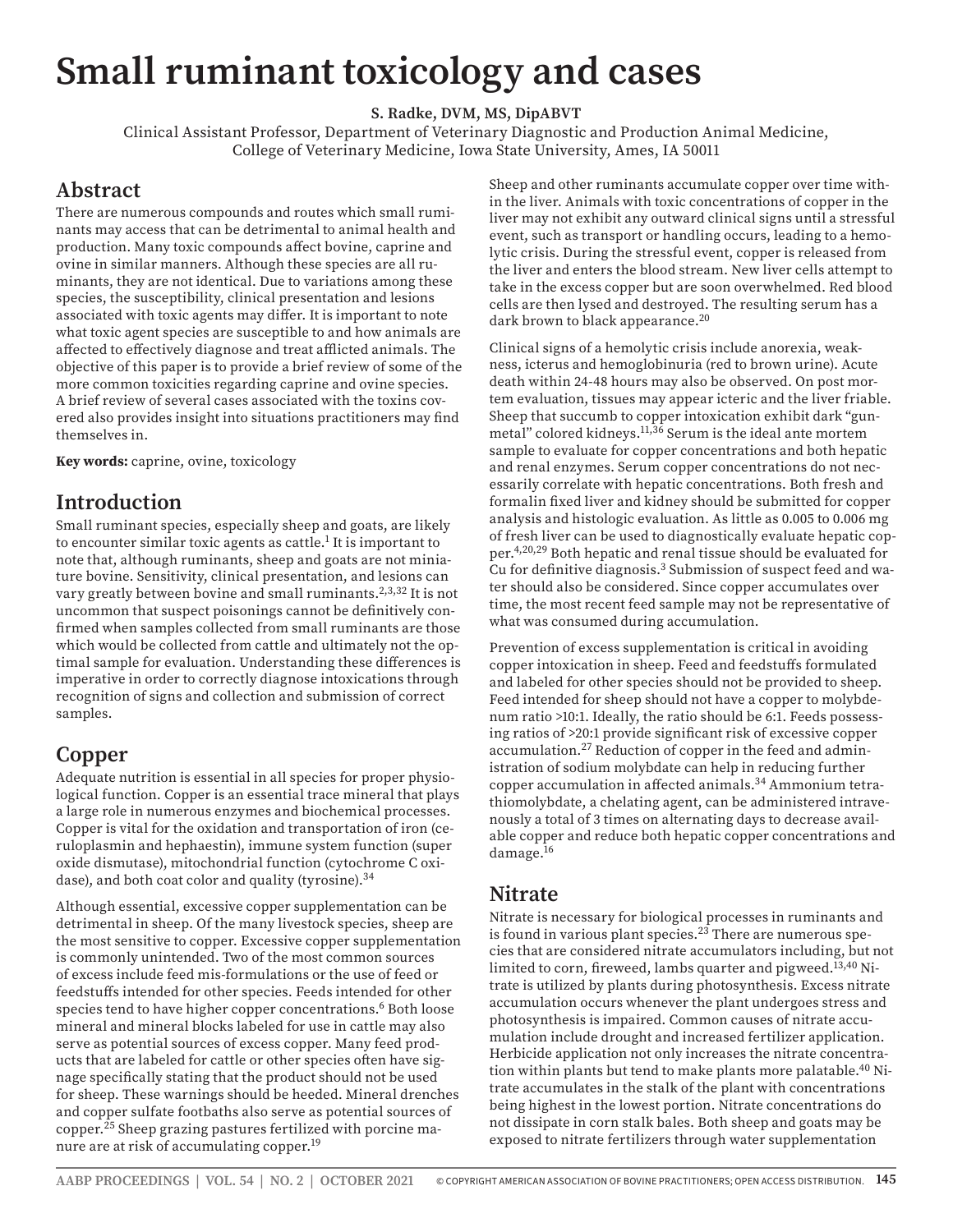# Small ruminant toxicology and cases

**S. Radke, DVM, MS, DipABVT**

Clinical Assistant Professor, Department of Veterinary Diagnostic and Production Animal Medicine, College of Veterinary Medicine, Iowa State University, Ames, IA 50011

## Abstract

There are numerous compounds and routes which small ruminants may access that can be detrimental to animal health and production. Many toxic compounds affect bovine, caprine and ovine in similar manners. Although these species are all ruminants, they are not identical. Due to variations among these species, the susceptibility, clinical presentation and lesions associated with toxic agents may differ. It is important to note what toxic agent species are susceptible to and how animals are affected to effectively diagnose and treat afflicted animals. The objective of this paper is to provide a brief review of some of the more common toxicities regarding caprine and ovine species. A brief review of several cases associated with the toxins covered also provides insight into situations practitioners may find themselves in.

**Key words:** caprine, ovine, toxicology

## Introduction

Small ruminant species, especially sheep and goats, are likely to encounter similar toxic agents as cattle.[1] It is important to note that, although ruminants, sheep and goats are not miniature bovine. Sensitivity, clinical presentation, and lesions can vary greatly between bovine and small ruminants.[2,3,32] It is not uncommon that suspect poisonings cannot be definitively confirmed when samples collected from small ruminants are those which would be collected from cattle and ultimately not the optimal sample for evaluation. Understanding these differences is imperative in order to correctly diagnose intoxications through recognition of signs and collection and submission of correct samples.

## Copper

Adequate nutrition is essential in all species for proper physiological function. Copper is an essential trace mineral that plays a large role in numerous enzymes and biochemical processes. Copper is vital for the oxidation and transportation of iron (ceruloplasmin and hephaestin), immune system function (super oxide dismutase), mitochondrial function (cytochrome C oxidase), and both coat color and quality (tyrosine).[34]

Although essential, excessive copper supplementation can be detrimental in sheep. Of the many livestock species, sheep are the most sensitive to copper. Excessive copper supplementation is commonly unintended. Two of the most common sources of excess include feed mis-formulations or the use of feed or feedstuffs intended for other species. Feeds intended for other species tend to have higher copper concentrations.[6] Both loose mineral and mineral blocks labeled for use in cattle may also serve as potential sources of excess copper. Many feed products that are labeled for cattle or other species often have signage specifically stating that the product should not be used for sheep. These warnings should be heeded. Mineral drenches and copper sulfate footbaths also serve as potential sources of copper.[25] Sheep grazing pastures fertilized with porcine manure are at risk of accumulating copper.[19]

Sheep and other ruminants accumulate copper over time within the liver. Animals with toxic concentrations of copper in the liver may not exhibit any outward clinical signs until a stressful event, such as transport or handling occurs, leading to a hemolytic crisis. During the stressful event, copper is released from the liver and enters the blood stream. New liver cells attempt to take in the excess copper but are soon overwhelmed. Red blood cells are then lysed and destroyed. The resulting serum has a dark brown to black appearance.[20]

Clinical signs of a hemolytic crisis include anorexia, weakness, icterus and hemoglobinuria (red to brown urine). Acute death within 24-48 hours may also be observed. On post mortem evaluation, tissues may appear icteric and the liver friable. Sheep that succumb to copper intoxication exhibit dark "gunmetal" colored kidneys.[11,36] Serum is the ideal ante mortem sample to evaluate for copper concentrations and both hepatic and renal enzymes. Serum copper concentrations do not necessarily correlate with hepatic concentrations. Both fresh and formalin fixed liver and kidney should be submitted for copper analysis and histologic evaluation. As little as 0.005 to 0.006 mg of fresh liver can be used to diagnostically evaluate hepatic copper.[4,20,29] Both hepatic and renal tissue should be evaluated for Cu for definitive diagnosis.[3] Submission of suspect feed and water should also be considered. Since copper accumulates over time, the most recent feed sample may not be representative of what was consumed during accumulation.

Prevention of excess supplementation is critical in avoiding copper intoxication in sheep. Feed and feedstuffs formulated and labeled for other species should not be provided to sheep. Feed intended for sheep should not have a copper to molybdenum ratio >10:1. Ideally, the ratio should be 6:1. Feeds possessing ratios of >20:1 provide significant risk of excessive copper accumulation.[27] Reduction of copper in the feed and administration of sodium molybdate can help in reducing further copper accumulation in affected animals.[34] Ammonium tetrathiomolybdate, a chelating agent, can be administered intravenously a total of 3 times on alternating days to decrease available copper and reduce both hepatic copper concentrations and damage.[16]

## Nitrate

Nitrate is necessary for biological processes in ruminants and is found in various plant species.[23] There are numerous species that are considered nitrate accumulators including, but not limited to corn, fireweed, lambs quarter and pigweed.[13,40] Nitrate is utilized by plants during photosynthesis. Excess nitrate accumulation occurs whenever the plant undergoes stress and photosynthesis is impaired. Common causes of nitrate accumulation include drought and increased fertilizer application. Herbicide application not only increases the nitrate concentration within plants but tend to make plants more palatable.[40] Nitrate accumulates in the stalk of the plant with concentrations being highest in the lowest portion. Nitrate concentrations do not dissipate in corn stalk bales. Both sheep and goats may be exposed to nitrate fertilizers through water supplementation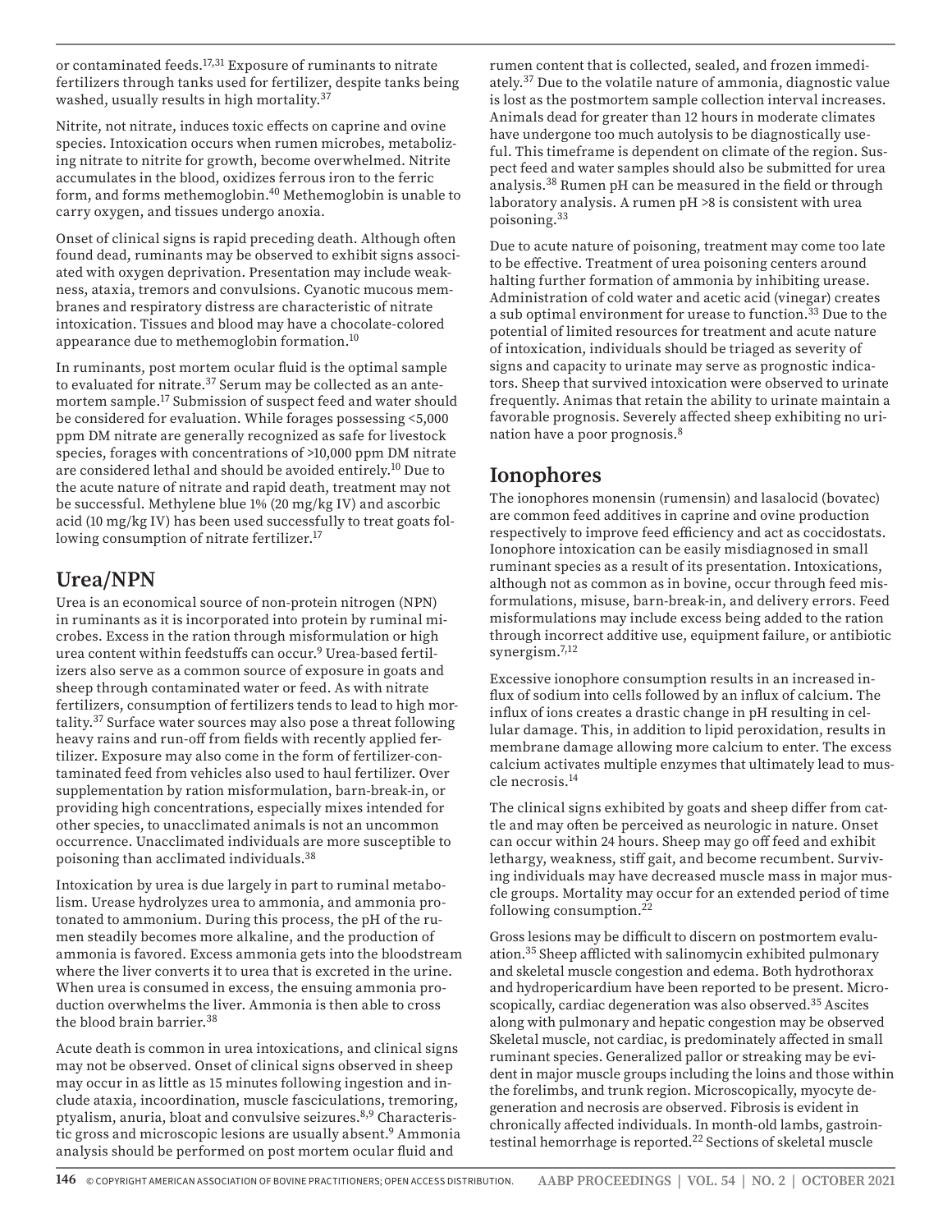or contaminated feeds.[17,31] Exposure of ruminants to nitrate fertilizers through tanks used for fertilizer, despite tanks being washed, usually results in high mortality.[37]

Nitrite, not nitrate, induces toxic effects on caprine and ovine species. Intoxication occurs when rumen microbes, metabolizing nitrate to nitrite for growth, become overwhelmed. Nitrite accumulates in the blood, oxidizes ferrous iron to the ferric form, and forms methemoglobin.[40] Methemoglobin is unable to carry oxygen, and tissues undergo anoxia.

Onset of clinical signs is rapid preceding death. Although often found dead, ruminants may be observed to exhibit signs associated with oxygen deprivation. Presentation may include weakness, ataxia, tremors and convulsions. Cyanotic mucous membranes and respiratory distress are characteristic of nitrate intoxication. Tissues and blood may have a chocolate-colored appearance due to methemoglobin formation.[10]

In ruminants, post mortem ocular fluid is the optimal sample to evaluated for nitrate.[37] Serum may be collected as an antemortem sample.[17] Submission of suspect feed and water should be considered for evaluation. While forages possessing <5,000 ppm DM nitrate are generally recognized as safe for livestock species, forages with concentrations of >10,000 ppm DM nitrate are considered lethal and should be avoided entirely.[10] Due to the acute nature of nitrate and rapid death, treatment may not be successful. Methylene blue 1% (20 mg/kg IV) and ascorbic acid (10 mg/kg IV) has been used successfully to treat goats following consumption of nitrate fertilizer.[17]

## Urea/NPN

Urea is an economical source of non-protein nitrogen (NPN) in ruminants as it is incorporated into protein by ruminal microbes. Excess in the ration through misformulation or high urea content within feedstuffs can occur.[9] Urea-based fertilizers also serve as a common source of exposure in goats and sheep through contaminated water or feed. As with nitrate fertilizers, consumption of fertilizers tends to lead to high mortality.[37] Surface water sources may also pose a threat following heavy rains and run-off from fields with recently applied fertilizer. Exposure may also come in the form of fertilizer-contaminated feed from vehicles also used to haul fertilizer. Over supplementation by ration misformulation, barn-break-in, or providing high concentrations, especially mixes intended for other species, to unacclimated animals is not an uncommon occurrence. Unacclimated individuals are more susceptible to poisoning than acclimated individuals.[38]

Intoxication by urea is due largely in part to ruminal metabolism. Urease hydrolyzes urea to ammonia, and ammonia protonated to ammonium. During this process, the pH of the rumen steadily becomes more alkaline, and the production of ammonia is favored. Excess ammonia gets into the bloodstream where the liver converts it to urea that is excreted in the urine. When urea is consumed in excess, the ensuing ammonia production overwhelms the liver. Ammonia is then able to cross the blood brain barrier.[38]

Acute death is common in urea intoxications, and clinical signs may not be observed. Onset of clinical signs observed in sheep may occur in as little as 15 minutes following ingestion and include ataxia, incoordination, muscle fasciculations, tremoring, ptyalism, anuria, bloat and convulsive seizures.[8,9] Characteristic gross and microscopic lesions are usually absent.[9] Ammonia analysis should be performed on post mortem ocular fluid and rumen content that is collected, sealed, and frozen immediately.[37] Due to the volatile nature of ammonia, diagnostic value is lost as the postmortem sample collection interval increases. Animals dead for greater than 12 hours in moderate climates have undergone too much autolysis to be diagnostically useful. This timeframe is dependent on climate of the region. Suspect feed and water samples should also be submitted for urea analysis.[38] Rumen pH can be measured in the field or through laboratory analysis. A rumen pH >8 is consistent with urea poisoning.[33]

Due to acute nature of poisoning, treatment may come too late to be effective. Treatment of urea poisoning centers around halting further formation of ammonia by inhibiting urease. Administration of cold water and acetic acid (vinegar) creates a sub optimal environment for urease to function.[33] Due to the potential of limited resources for treatment and acute nature of intoxication, individuals should be triaged as severity of signs and capacity to urinate may serve as prognostic indicators. Sheep that survived intoxication were observed to urinate frequently. Animas that retain the ability to urinate maintain a favorable prognosis. Severely affected sheep exhibiting no urination have a poor prognosis.[8]

## Ionophores

The ionophores monensin (rumensin) and lasalocid (bovatec) are common feed additives in caprine and ovine production respectively to improve feed efficiency and act as coccidostats. Ionophore intoxication can be easily misdiagnosed in small ruminant species as a result of its presentation. Intoxications, although not as common as in bovine, occur through feed misformulations, misuse, barn-break-in, and delivery errors. Feed misformulations may include excess being added to the ration through incorrect additive use, equipment failure, or antibiotic synergism.[7,12]

Excessive ionophore consumption results in an increased influx of sodium into cells followed by an influx of calcium. The influx of ions creates a drastic change in pH resulting in cellular damage. This, in addition to lipid peroxidation, results in membrane damage allowing more calcium to enter. The excess calcium activates multiple enzymes that ultimately lead to muscle necrosis.[14]

The clinical signs exhibited by goats and sheep differ from cattle and may often be perceived as neurologic in nature. Onset can occur within 24 hours. Sheep may go off feed and exhibit lethargy, weakness, stiff gait, and become recumbent. Surviving individuals may have decreased muscle mass in major muscle groups. Mortality may occur for an extended period of time following consumption.[22]

Gross lesions may be difficult to discern on postmortem evaluation.[35] Sheep afflicted with salinomycin exhibited pulmonary and skeletal muscle congestion and edema. Both hydrothorax and hydropericardium have been reported to be present. Microscopically, cardiac degeneration was also observed.[35] Ascites along with pulmonary and hepatic congestion may be observed Skeletal muscle, not cardiac, is predominately affected in small ruminant species. Generalized pallor or streaking may be evident in major muscle groups including the loins and those within the forelimbs, and trunk region. Microscopically, myocyte degeneration and necrosis are observed. Fibrosis is evident in chronically affected individuals. In month-old lambs, gastrointestinal hemorrhage is reported.[22] Sections of skeletal muscle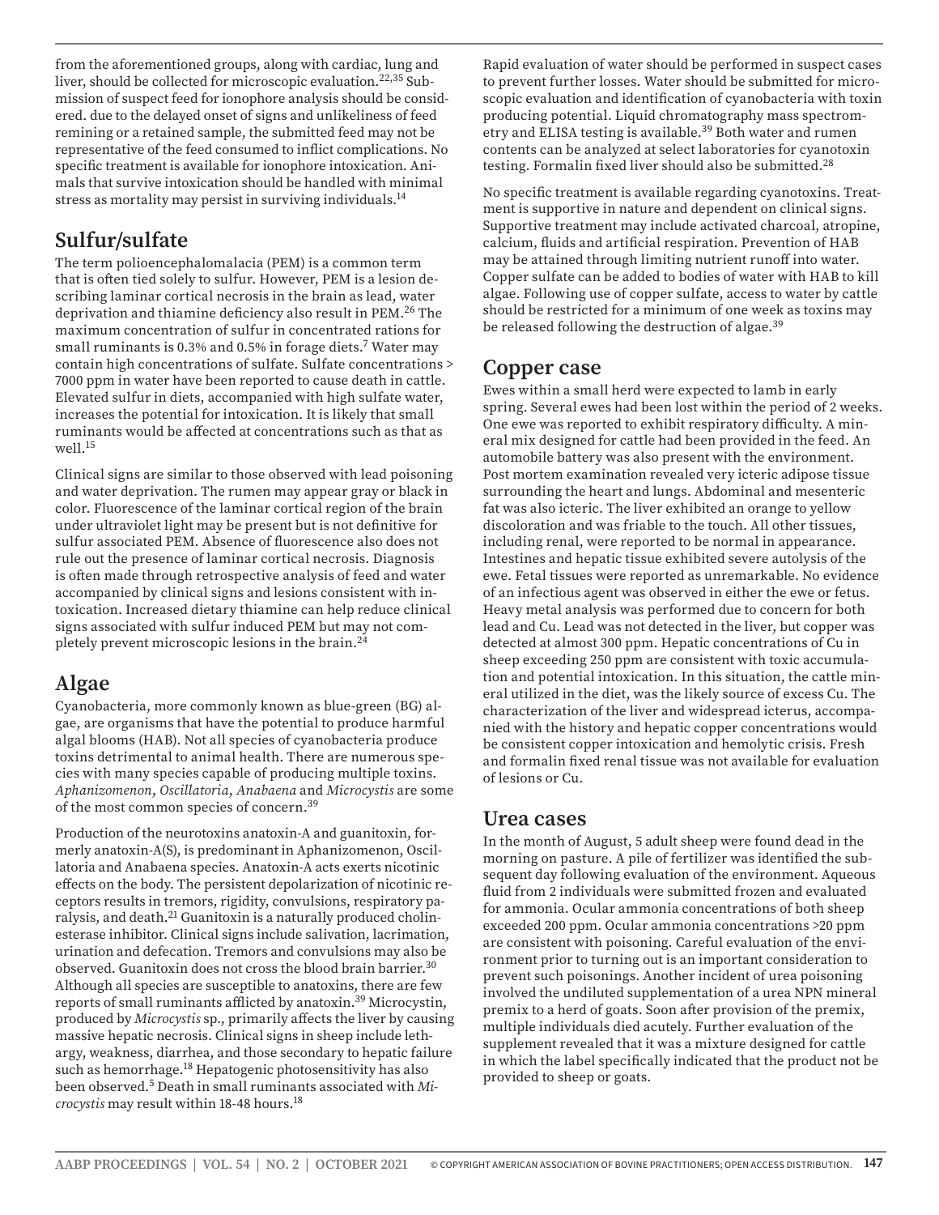from the aforementioned groups, along with cardiac, lung and liver, should be collected for microscopic evaluation.[22,35] Submission of suspect feed for ionophore analysis should be considered. due to the delayed onset of signs and unlikeliness of feed remining or a retained sample, the submitted feed may not be representative of the feed consumed to inflict complications. No specific treatment is available for ionophore intoxication. Animals that survive intoxication should be handled with minimal stress as mortality may persist in surviving individuals.[14]

## Sulfur/sulfate

The term polioencephalomalacia (PEM) is a common term that is often tied solely to sulfur. However, PEM is a lesion describing laminar cortical necrosis in the brain as lead, water deprivation and thiamine deficiency also result in PEM.[26] The maximum concentration of sulfur in concentrated rations for small ruminants is 0.3% and 0.5% in forage diets.[7] Water may contain high concentrations of sulfate. Sulfate concentrations > 7000 ppm in water have been reported to cause death in cattle. Elevated sulfur in diets, accompanied with high sulfate water, increases the potential for intoxication. It is likely that small ruminants would be affected at concentrations such as that as well.[15]

Clinical signs are similar to those observed with lead poisoning and water deprivation. The rumen may appear gray or black in color. Fluorescence of the laminar cortical region of the brain under ultraviolet light may be present but is not definitive for sulfur associated PEM. Absence of fluorescence also does not rule out the presence of laminar cortical necrosis. Diagnosis is often made through retrospective analysis of feed and water accompanied by clinical signs and lesions consistent with intoxication. Increased dietary thiamine can help reduce clinical signs associated with sulfur induced PEM but may not completely prevent microscopic lesions in the brain.[24]

## Algae

Cyanobacteria, more commonly known as blue-green (BG) algae, are organisms that have the potential to produce harmful algal blooms (HAB). Not all species of cyanobacteria produce toxins detrimental to animal health. There are numerous species with many species capable of producing multiple toxins. *Aphanizomenon*, *Oscillatoria*, *Anabaena* and *Microcystis* are some of the most common species of concern.[39]

Production of the neurotoxins anatoxin-A and guanitoxin, formerly anatoxin-A(S), is predominant in Aphanizomenon, Oscillatoria and Anabaena species. Anatoxin-A acts exerts nicotinic effects on the body. The persistent depolarization of nicotinic receptors results in tremors, rigidity, convulsions, respiratory paralysis, and death.[21] Guanitoxin is a naturally produced cholinesterase inhibitor. Clinical signs include salivation, lacrimation, urination and defecation. Tremors and convulsions may also be observed. Guanitoxin does not cross the blood brain barrier.[30] Although all species are susceptible to anatoxins, there are few reports of small ruminants afflicted by anatoxin.[39] Microcystin, produced by *Microcystis* sp., primarily affects the liver by causing massive hepatic necrosis. Clinical signs in sheep include lethargy, weakness, diarrhea, and those secondary to hepatic failure such as hemorrhage.[18] Hepatogenic photosensitivity has also been observed.[5] Death in small ruminants associated with *Microcystis* may result within 18-48 hours.[18]

Rapid evaluation of water should be performed in suspect cases to prevent further losses. Water should be submitted for microscopic evaluation and identification of cyanobacteria with toxin producing potential. Liquid chromatography mass spectrometry and ELISA testing is available.[39] Both water and rumen contents can be analyzed at select laboratories for cyanotoxin testing. Formalin fixed liver should also be submitted.[28]

No specific treatment is available regarding cyanotoxins. Treatment is supportive in nature and dependent on clinical signs. Supportive treatment may include activated charcoal, atropine, calcium, fluids and artificial respiration. Prevention of HAB may be attained through limiting nutrient runoff into water. Copper sulfate can be added to bodies of water with HAB to kill algae. Following use of copper sulfate, access to water by cattle should be restricted for a minimum of one week as toxins may be released following the destruction of algae.[39]

## Copper case

Ewes within a small herd were expected to lamb in early spring. Several ewes had been lost within the period of 2 weeks. One ewe was reported to exhibit respiratory difficulty. A mineral mix designed for cattle had been provided in the feed. An automobile battery was also present with the environment. Post mortem examination revealed very icteric adipose tissue surrounding the heart and lungs. Abdominal and mesenteric fat was also icteric. The liver exhibited an orange to yellow discoloration and was friable to the touch. All other tissues, including renal, were reported to be normal in appearance. Intestines and hepatic tissue exhibited severe autolysis of the ewe. Fetal tissues were reported as unremarkable. No evidence of an infectious agent was observed in either the ewe or fetus. Heavy metal analysis was performed due to concern for both lead and Cu. Lead was not detected in the liver, but copper was detected at almost 300 ppm. Hepatic concentrations of Cu in sheep exceeding 250 ppm are consistent with toxic accumulation and potential intoxication. In this situation, the cattle mineral utilized in the diet, was the likely source of excess Cu. The characterization of the liver and widespread icterus, accompanied with the history and hepatic copper concentrations would be consistent copper intoxication and hemolytic crisis. Fresh and formalin fixed renal tissue was not available for evaluation of lesions or Cu.

## Urea cases

In the month of August, 5 adult sheep were found dead in the morning on pasture. A pile of fertilizer was identified the subsequent day following evaluation of the environment. Aqueous fluid from 2 individuals were submitted frozen and evaluated for ammonia. Ocular ammonia concentrations of both sheep exceeded 200 ppm. Ocular ammonia concentrations >20 ppm are consistent with poisoning. Careful evaluation of the environment prior to turning out is an important consideration to prevent such poisonings. Another incident of urea poisoning involved the undiluted supplementation of a urea NPN mineral premix to a herd of goats. Soon after provision of the premix, multiple individuals died acutely. Further evaluation of the supplement revealed that it was a mixture designed for cattle in which the label specifically indicated that the product not be provided to sheep or goats.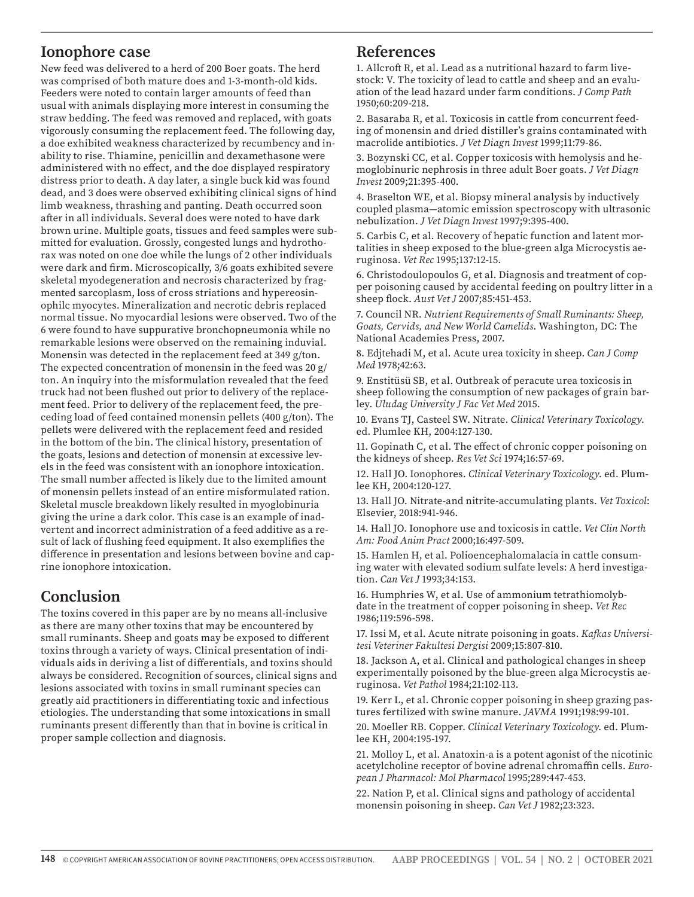## Ionophore case

New feed was delivered to a herd of 200 Boer goats. The herd was comprised of both mature does and 1-3-month-old kids. Feeders were noted to contain larger amounts of feed than usual with animals displaying more interest in consuming the straw bedding. The feed was removed and replaced, with goats vigorously consuming the replacement feed. The following day, a doe exhibited weakness characterized by recumbency and inability to rise. Thiamine, penicillin and dexamethasone were administered with no effect, and the doe displayed respiratory distress prior to death. A day later, a single buck kid was found dead, and 3 does were observed exhibiting clinical signs of hind limb weakness, thrashing and panting. Death occurred soon after in all individuals. Several does were noted to have dark brown urine. Multiple goats, tissues and feed samples were submitted for evaluation. Grossly, congested lungs and hydrothorax was noted on one doe while the lungs of 2 other individuals were dark and firm. Microscopically, 3/6 goats exhibited severe skeletal myodegeneration and necrosis characterized by fragmented sarcoplasm, loss of cross striations and hypereosinophilc myocytes. Mineralization and necrotic debris replaced normal tissue. No myocardial lesions were observed. Two of the 6 were found to have suppurative bronchopneumonia while no remarkable lesions were observed on the remaining induvial. Monensin was detected in the replacement feed at 349 g/ton. The expected concentration of monensin in the feed was 20 g/ton. An inquiry into the misformulation revealed that the feed truck had not been flushed out prior to delivery of the replacement feed. Prior to delivery of the replacement feed, the preceding load of feed contained monensin pellets (400 g/ton). The pellets were delivered with the replacement feed and resided in the bottom of the bin. The clinical history, presentation of the goats, lesions and detection of monensin at excessive levels in the feed was consistent with an ionophore intoxication. The small number affected is likely due to the limited amount of monensin pellets instead of an entire misformulated ration. Skeletal muscle breakdown likely resulted in myoglobinuria giving the urine a dark color. This case is an example of inadvertent and incorrect administration of a feed additive as a result of lack of flushing feed equipment. It also exemplifies the difference in presentation and lesions between bovine and caprine ionophore intoxication.

## Conclusion

The toxins covered in this paper are by no means all-inclusive as there are many other toxins that may be encountered by small ruminants. Sheep and goats may be exposed to different toxins through a variety of ways. Clinical presentation of individuals aids in deriving a list of differentials, and toxins should always be considered. Recognition of sources, clinical signs and lesions associated with toxins in small ruminant species can greatly aid practitioners in differentiating toxic and infectious etiologies. The understanding that some intoxications in small ruminants present differently than that in bovine is critical in proper sample collection and diagnosis.

## References

1. Allcroft R, et al. Lead as a nutritional hazard to farm livestock: V. The toxicity of lead to cattle and sheep and an evaluation of the lead hazard under farm conditions. *J Comp Path* 1950;60:209-218.

2. Basaraba R, et al. Toxicosis in cattle from concurrent feeding of monensin and dried distiller's grains contaminated with macrolide antibiotics. *J Vet Diagn Invest* 1999;11:79-86.

3. Bozynski CC, et al. Copper toxicosis with hemolysis and hemoglobinuric nephrosis in three adult Boer goats. *J Vet Diagn Invest* 2009;21:395-400.

4. Braselton WE, et al. Biopsy mineral analysis by inductively coupled plasma—atomic emission spectroscopy with ultrasonic nebulization. *J Vet Diagn Invest* 1997;9:395-400.

5. Carbis C, et al. Recovery of hepatic function and latent mortalities in sheep exposed to the blue-green alga Microcystis aeruginosa. *Vet Rec* 1995;137:12-15.

6. Christodoulopoulos G, et al. Diagnosis and treatment of copper poisoning caused by accidental feeding on poultry litter in a sheep flock. *Aust Vet J* 2007;85:451-453.

7. Council NR. *Nutrient Requirements of Small Ruminants: Sheep, Goats, Cervids, and New World Camelids*. Washington, DC: The National Academies Press, 2007.

8. Edjtehadi M, et al. Acute urea toxicity in sheep. *Can J Comp Med* 1978;42:63.

9. Enstitüsü SB, et al. Outbreak of peracute urea toxicosis in sheep following the consumption of new packages of grain barley. *Uludag University J Fac Vet Med* 2015.

10. Evans TJ, Casteel SW. Nitrate. *Clinical Veterinary Toxicology*. ed. Plumlee KH, 2004:127-130.

11. Gopinath C, et al. The effect of chronic copper poisoning on the kidneys of sheep. *Res Vet Sci* 1974;16:57-69.

12. Hall JO. Ionophores. *Clinical Veterinary Toxicology*. ed. Plumlee KH, 2004:120-127.

13. Hall JO. Nitrate-and nitrite-accumulating plants. *Vet Toxicol*: Elsevier, 2018:941-946.

14. Hall JO. Ionophore use and toxicosis in cattle. *Vet Clin North Am: Food Anim Pract* 2000;16:497-509.

15. Hamlen H, et al. Polioencephalomalacia in cattle consuming water with elevated sodium sulfate levels: A herd investigation. *Can Vet J* 1993;34:153.

16. Humphries W, et al. Use of ammonium tetrathiomolybdate in the treatment of copper poisoning in sheep. *Vet Rec* 1986;119:596-598.

17. Issi M, et al. Acute nitrate poisoning in goats. *Kafkas Universitesi Veteriner Fakultesi Dergisi* 2009;15:807-810.

18. Jackson A, et al. Clinical and pathological changes in sheep experimentally poisoned by the blue-green alga Microcystis aeruginosa. *Vet Pathol* 1984;21:102-113.

19. Kerr L, et al. Chronic copper poisoning in sheep grazing pastures fertilized with swine manure. *JAVMA* 1991;198:99-101.

20. Moeller RB. Copper. *Clinical Veterinary Toxicology*. ed. Plumlee KH, 2004:195-197.

21. Molloy L, et al. Anatoxin-a is a potent agonist of the nicotinic acetylcholine receptor of bovine adrenal chromaffin cells. *European J Pharmacol: Mol Pharmacol* 1995;289:447-453.

22. Nation P, et al. Clinical signs and pathology of accidental monensin poisoning in sheep. *Can Vet J* 1982;23:323.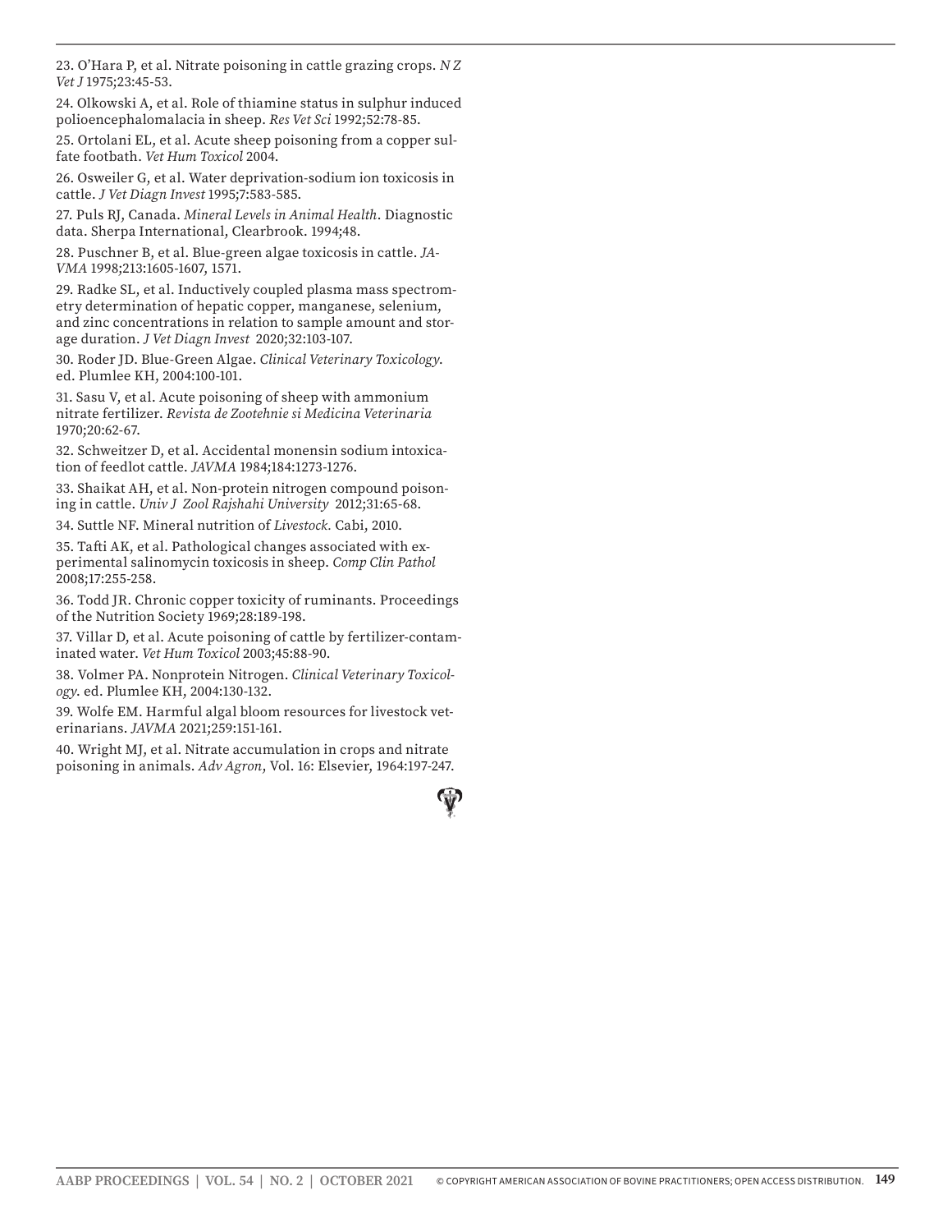23. O'Hara P, et al. Nitrate poisoning in cattle grazing crops. *N Z Vet J* 1975;23:45-53.

24. Olkowski A, et al. Role of thiamine status in sulphur induced polioencephalomalacia in sheep. *Res Vet Sci* 1992;52:78-85.

25. Ortolani EL, et al. Acute sheep poisoning from a copper sulfate footbath. *Vet Hum Toxicol* 2004.

26. Osweiler G, et al. Water deprivation-sodium ion toxicosis in cattle. *J Vet Diagn Invest* 1995;7:583-585.

27. Puls RJ, Canada. *Mineral Levels in Animal Health*. Diagnostic data. Sherpa International, Clearbrook. 1994;48.

28. Puschner B, et al. Blue-green algae toxicosis in cattle. *JAVMA* 1998;213:1605-1607, 1571.

29. Radke SL, et al. Inductively coupled plasma mass spectrometry determination of hepatic copper, manganese, selenium, and zinc concentrations in relation to sample amount and storage duration. *J Vet Diagn Invest* 2020;32:103-107.

30. Roder JD. Blue-Green Algae. *Clinical Veterinary Toxicology*. ed. Plumlee KH, 2004:100-101.

31. Sasu V, et al. Acute poisoning of sheep with ammonium nitrate fertilizer. *Revista de Zootehnie si Medicina Veterinaria* 1970;20:62-67.

32. Schweitzer D, et al. Accidental monensin sodium intoxication of feedlot cattle. *JAVMA* 1984;184:1273-1276.

33. Shaikat AH, et al. Non-protein nitrogen compound poisoning in cattle. *Univ J Zool Rajshahi University* 2012;31:65-68.

34. Suttle NF. Mineral nutrition of *Livestock*. Cabi, 2010.

35. Tafti AK, et al. Pathological changes associated with experimental salinomycin toxicosis in sheep. *Comp Clin Pathol* 2008;17:255-258.

36. Todd JR. Chronic copper toxicity of ruminants. Proceedings of the Nutrition Society 1969;28:189-198.

37. Villar D, et al. Acute poisoning of cattle by fertilizer-contaminated water. *Vet Hum Toxicol* 2003;45:88-90.

38. Volmer PA. Nonprotein Nitrogen. *Clinical Veterinary Toxicology*. ed. Plumlee KH, 2004:130-132.

39. Wolfe EM. Harmful algal bloom resources for livestock veterinarians. *JAVMA* 2021;259:151-161.

40. Wright MJ, et al. Nitrate accumulation in crops and nitrate poisoning in animals. *Adv Agron*, Vol. 16: Elsevier, 1964:197-247.